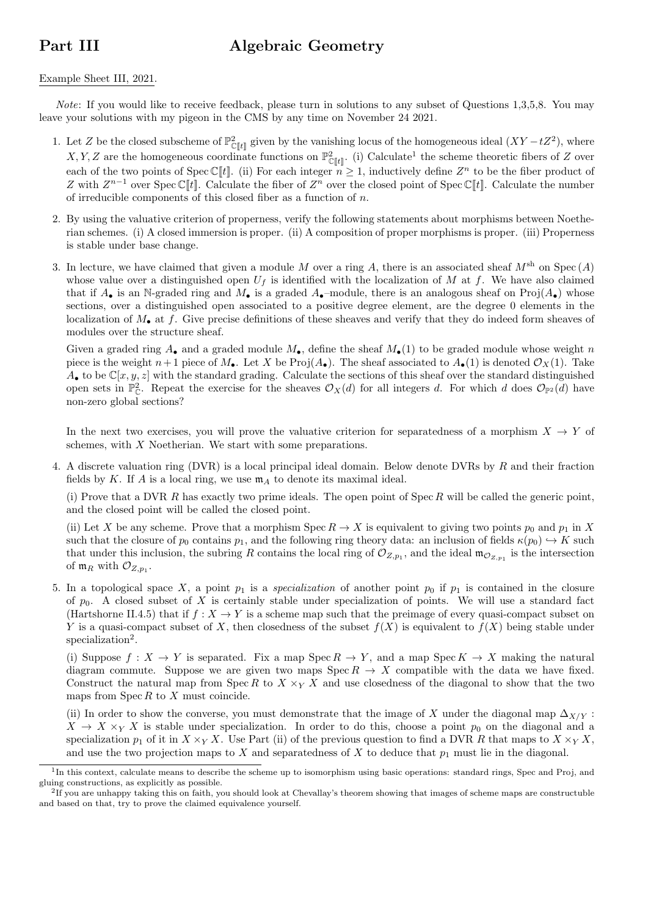# Part III Algebraic Geometry

Example Sheet III, 2021.

*Note*: If you would like to receive feedback, please turn in solutions to any subset of Questions 1,3,5,8. You may leave your solutions with my pigeon in the CMS by any time on November 24 2021.

1. Let $Z$ be the closed subscheme of $\mathbb{P}^2_{\mathbb{C}[\![t]\!]}$ given by the vanishing locus of the homogeneous ideal $(XY - tZ^2)$, where $X, Y, Z$ are the homogeneous coordinate functions on $\mathbb{P}^2_{\mathbb{C}[\![t]\!]}$. (i) Calculate[1] the scheme theoretic fibers of $Z$ over each of the two points of $\operatorname{Spec} \mathbb{C}[\![t]\!]$. (ii) For each integer $n \geq 1$, inductively define $Z^n$ to be the fiber product of $Z$ with $Z^{n-1}$ over $\operatorname{Spec} \mathbb{C}[\![t]\!]$. Calculate the fiber of $Z^n$ over the closed point of $\operatorname{Spec} \mathbb{C}[\![t]\!]$. Calculate the number of irreducible components of this closed fiber as a function of $n$.

2. By using the valuative criterion of properness, verify the following statements about morphisms between Noetherian schemes. (i) A closed immersion is proper. (ii) A composition of proper morphisms is proper. (iii) Properness is stable under base change.

3. In lecture, we have claimed that given a module $M$ over a ring $A$, there is an associated sheaf $M^{\text{sh}}$ on $\operatorname{Spec}(A)$ whose value over a distinguished open $U_f$ is identified with the localization of $M$ at $f$. We have also claimed that if $A_\bullet$ is an $\mathbb{N}$-graded ring and $M_\bullet$ is a graded $A_\bullet$–module, there is an analogous sheaf on $\operatorname{Proj}(A_\bullet)$ whose sections, over a distinguished open associated to a positive degree element, are the degree 0 elements in the localization of $M_\bullet$ at $f$. Give precise definitions of these sheaves and verify that they do indeed form sheaves of modules over the structure sheaf.

   Given a graded ring $A_\bullet$ and a graded module $M_\bullet$, define the sheaf $M_\bullet(1)$ to be graded module whose weight $n$ piece is the weight $n+1$ piece of $M_\bullet$. Let $X$ be $\operatorname{Proj}(A_\bullet)$. The sheaf associated to $A_\bullet(1)$ is denoted $\mathcal{O}_X(1)$. Take $A_\bullet$ to be $\mathbb{C}[x, y, z]$ with the standard grading. Calculate the sections of this sheaf over the standard distinguished open sets in $\mathbb{P}^2_{\mathbb{C}}$. Repeat the exercise for the sheaves $\mathcal{O}_X(d)$ for all integers $d$. For which $d$ does $\mathcal{O}_{\mathbb{P}^2}(d)$ have non-zero global sections?

In the next two exercises, you will prove the valuative criterion for separatedness of a morphism $X \to Y$ of schemes, with $X$ Noetherian. We start with some preparations.

4. A discrete valuation ring (DVR) is a local principal ideal domain. Below denote DVRs by $R$ and their fraction fields by $K$. If $A$ is a local ring, we use $\mathfrak{m}_A$ to denote its maximal ideal.

   (i) Prove that a DVR $R$ has exactly two prime ideals. The open point of $\operatorname{Spec} R$ will be called the generic point, and the closed point will be called the closed point.

   (ii) Let $X$ be any scheme. Prove that a morphism $\operatorname{Spec} R \to X$ is equivalent to giving two points $p_0$ and $p_1$ in $X$ such that the closure of $p_0$ contains $p_1$, and the following ring theory data: an inclusion of fields $\kappa(p_0) \hookrightarrow K$ such that under this inclusion, the subring $R$ contains the local ring of $\mathcal{O}_{Z,p_1}$, and the ideal $\mathfrak{m}_{\mathcal{O}_{Z,p_1}}$ is the intersection of $\mathfrak{m}_R$ with $\mathcal{O}_{Z,p_1}$.

5. In a topological space $X$, a point $p_1$ is a *specialization* of another point $p_0$ if $p_1$ is contained in the closure of $p_0$. A closed subset of $X$ is certainly stable under specialization of points. We will use a standard fact (Hartshorne II.4.5) that if $f : X \to Y$ is a scheme map such that the preimage of every quasi-compact subset on $Y$ is a quasi-compact subset of $X$, then closedness of the subset $f(X)$ is equivalent to $f(X)$ being stable under specialization[2].

   (i) Suppose $f : X \to Y$ is separated. Fix a map $\operatorname{Spec} R \to Y$, and a map $\operatorname{Spec} K \to X$ making the natural diagram commute. Suppose we are given two maps $\operatorname{Spec} R \to X$ compatible with the data we have fixed. Construct the natural map from $\operatorname{Spec} R$ to $X \times_Y X$ and use closedness of the diagonal to show that the two maps from $\operatorname{Spec} R$ to $X$ must coincide.

   (ii) In order to show the converse, you must demonstrate that the image of $X$ under the diagonal map $\Delta_{X/Y} : X \to X \times_Y X$ is stable under specialization. In order to do this, choose a point $p_0$ on the diagonal and a specialization $p_1$ of it in $X \times_Y X$. Use Part (ii) of the previous question to find a DVR $R$ that maps to $X \times_Y X$, and use the two projection maps to $X$ and separatedness of $X$ to deduce that $p_1$ must lie in the diagonal.

---

[1] In this context, calculate means to describe the scheme up to isomorphism using basic operations: standard rings, Spec and Proj, and gluing constructions, as explicitly as possible.

[2] If you are unhappy taking this on faith, you should look at Chevalley's theorem showing that images of scheme maps are constructible and based on that, try to prove the claimed equivalence yourself.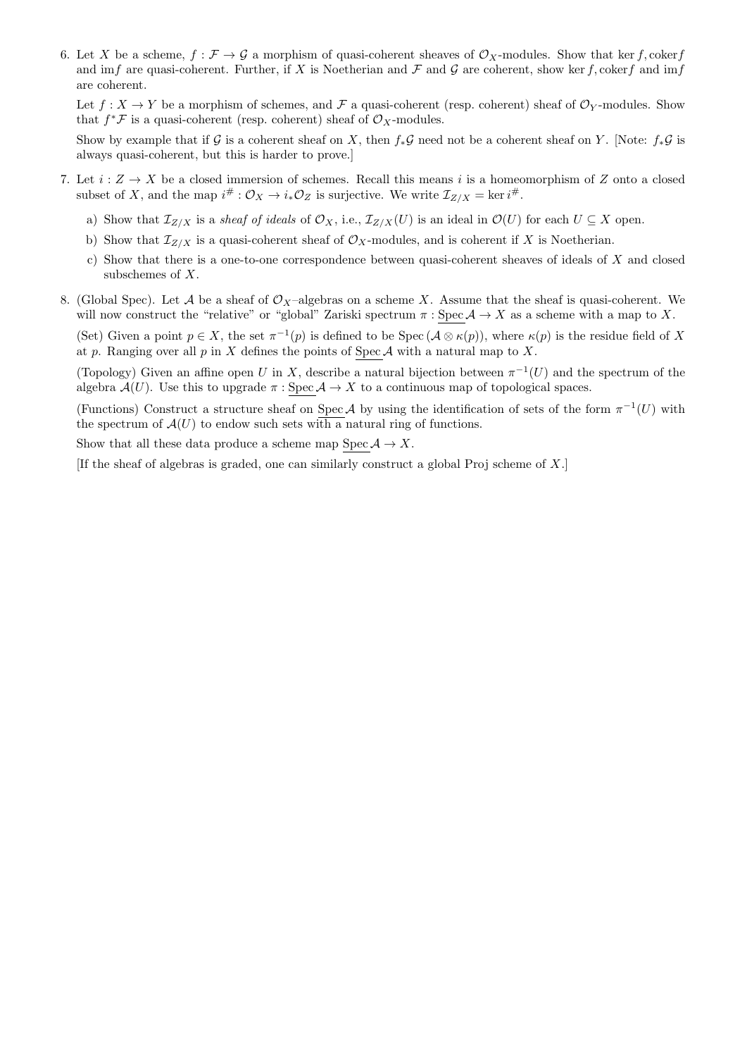6. Let $X$ be a scheme, $f : \mathcal{F} \to \mathcal{G}$ a morphism of quasi-coherent sheaves of $\mathcal{O}_X$-modules. Show that $\ker f$, $\operatorname{coker} f$ and $\operatorname{im} f$ are quasi-coherent. Further, if $X$ is Noetherian and $\mathcal{F}$ and $\mathcal{G}$ are coherent, show $\ker f$, $\operatorname{coker} f$ and $\operatorname{im} f$ are coherent.

   Let $f : X \to Y$ be a morphism of schemes, and $\mathcal{F}$ a quasi-coherent (resp. coherent) sheaf of $\mathcal{O}_Y$-modules. Show that $f^*\mathcal{F}$ is a quasi-coherent (resp. coherent) sheaf of $\mathcal{O}_X$-modules.

   Show by example that if $\mathcal{G}$ is a coherent sheaf on $X$, then $f_*\mathcal{G}$ need not be a coherent sheaf on $Y$. [Note: $f_*\mathcal{G}$ is always quasi-coherent, but this is harder to prove.]

7. Let $i : Z \to X$ be a closed immersion of schemes. Recall this means $i$ is a homeomorphism of $Z$ onto a closed subset of $X$, and the map $i^\# : \mathcal{O}_X \to i_*\mathcal{O}_Z$ is surjective. We write $\mathcal{I}_{Z/X} = \ker i^\#$.

   a) Show that $\mathcal{I}_{Z/X}$ is a *sheaf of ideals* of $\mathcal{O}_X$, i.e., $\mathcal{I}_{Z/X}(U)$ is an ideal in $\mathcal{O}(U)$ for each $U \subseteq X$ open.

   b) Show that $\mathcal{I}_{Z/X}$ is a quasi-coherent sheaf of $\mathcal{O}_X$-modules, and is coherent if $X$ is Noetherian.

   c) Show that there is a one-to-one correspondence between quasi-coherent sheaves of ideals of $X$ and closed subschemes of $X$.

8. (Global Spec). Let $\mathcal{A}$ be a sheaf of $\mathcal{O}_X$–algebras on a scheme $X$. Assume that the sheaf is quasi-coherent. We will now construct the "relative" or "global" Zariski spectrum $\pi : \underline{\operatorname{Spec}}\,\mathcal{A} \to X$ as a scheme with a map to $X$.

   (Set) Given a point $p \in X$, the set $\pi^{-1}(p)$ is defined to be $\operatorname{Spec}(\mathcal{A} \otimes \kappa(p))$, where $\kappa(p)$ is the residue field of $X$ at $p$. Ranging over all $p$ in $X$ defines the points of $\underline{\operatorname{Spec}}\,\mathcal{A}$ with a natural map to $X$.

   (Topology) Given an affine open $U$ in $X$, describe a natural bijection between $\pi^{-1}(U)$ and the spectrum of the algebra $\mathcal{A}(U)$. Use this to upgrade $\pi : \underline{\operatorname{Spec}}\,\mathcal{A} \to X$ to a continuous map of topological spaces.

   (Functions) Construct a structure sheaf on $\underline{\operatorname{Spec}}\,\mathcal{A}$ by using the identification of sets of the form $\pi^{-1}(U)$ with the spectrum of $\mathcal{A}(U)$ to endow such sets with a natural ring of functions.

   Show that all these data produce a scheme map $\underline{\operatorname{Spec}}\,\mathcal{A} \to X$.

   [If the sheaf of algebras is graded, one can similarly construct a global Proj scheme of $X$.]